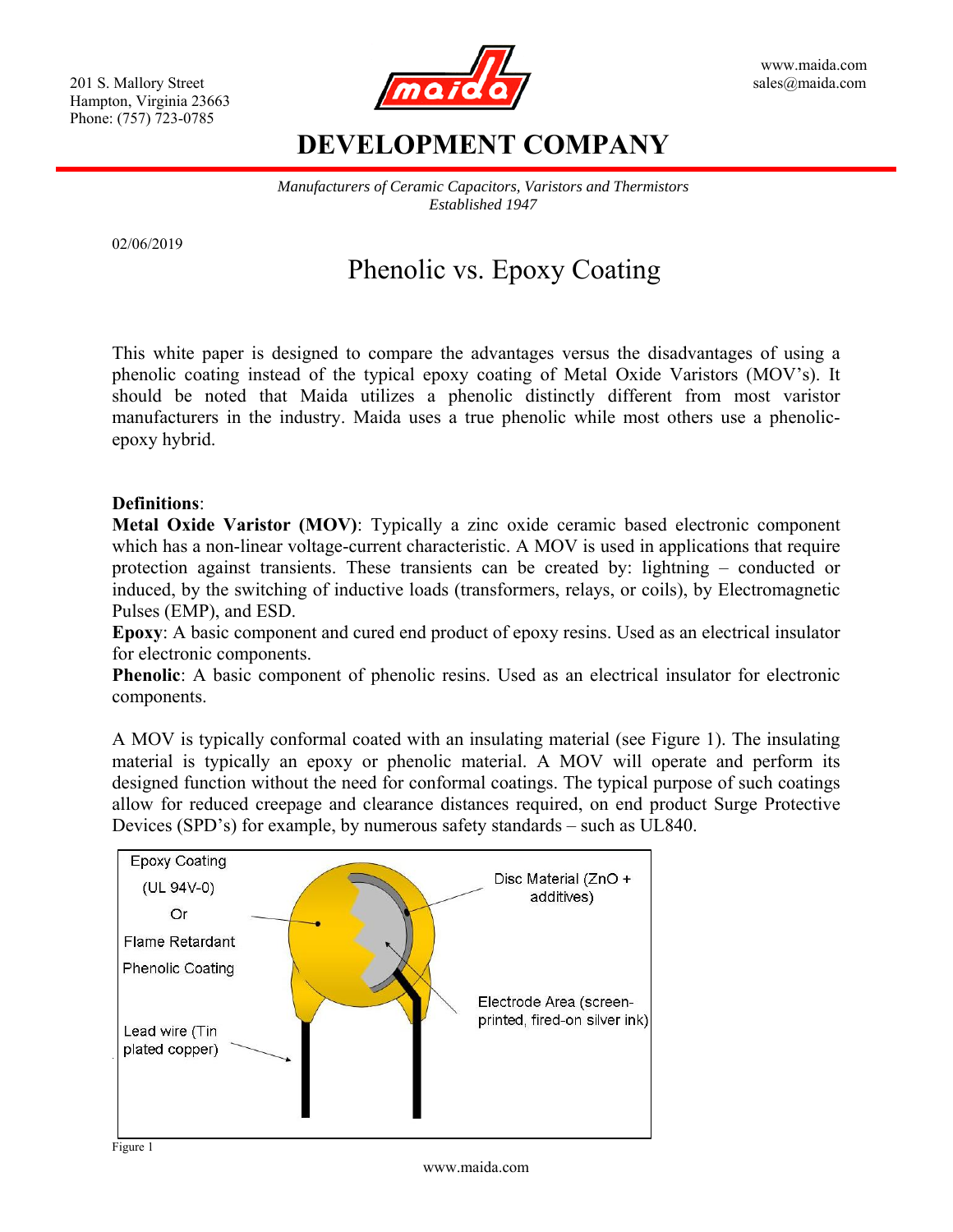201 S. Mallory Street
Hampton, Virginia 23663
Phone: (757) 723-0785

www.maida.com
sales@maida.com

# DEVELOPMENT COMPANY

*Manufacturers of Ceramic Capacitors, Varistors and Thermistors*
*Established 1947*

02/06/2019

# Phenolic vs. Epoxy Coating

This white paper is designed to compare the advantages versus the disadvantages of using a phenolic coating instead of the typical epoxy coating of Metal Oxide Varistors (MOV's). It should be noted that Maida utilizes a phenolic distinctly different from most varistor manufacturers in the industry. Maida uses a true phenolic while most others use a phenolic-epoxy hybrid.

**Definitions**:

**Metal Oxide Varistor (MOV)**: Typically a zinc oxide ceramic based electronic component which has a non-linear voltage-current characteristic. A MOV is used in applications that require protection against transients. These transients can be created by: lightning – conducted or induced, by the switching of inductive loads (transformers, relays, or coils), by Electromagnetic Pulses (EMP), and ESD.

**Epoxy**: A basic component and cured end product of epoxy resins. Used as an electrical insulator for electronic components.

**Phenolic**: A basic component of phenolic resins. Used as an electrical insulator for electronic components.

A MOV is typically conformal coated with an insulating material (see Figure 1). The insulating material is typically an epoxy or phenolic material. A MOV will operate and perform its designed function without the need for conformal coatings. The typical purpose of such coatings allow for reduced creepage and clearance distances required, on end product Surge Protective Devices (SPD's) for example, by numerous safety standards – such as UL840.

Epoxy Coating (UL 94V-0) Or Flame Retardant Phenolic Coating

Disc Material (ZnO + additives)

Electrode Area (screen-printed, fired-on silver ink)

Lead wire (Tin plated copper)

Figure 1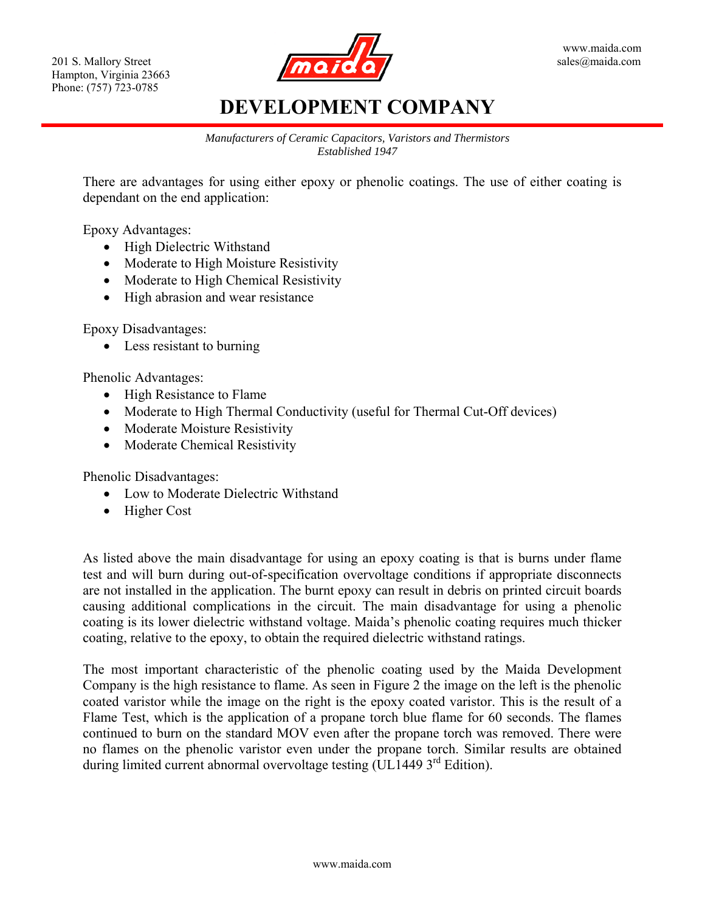201 S. Mallory Street
Hampton, Virginia 23663
Phone: (757) 723-0785

www.maida.com
sales@maida.com

# DEVELOPMENT COMPANY

*Manufacturers of Ceramic Capacitors, Varistors and Thermistors*
*Established 1947*

There are advantages for using either epoxy or phenolic coatings. The use of either coating is dependant on the end application:

Epoxy Advantages:

- High Dielectric Withstand
- Moderate to High Moisture Resistivity
- Moderate to High Chemical Resistivity
- High abrasion and wear resistance

Epoxy Disadvantages:

- Less resistant to burning

Phenolic Advantages:

- High Resistance to Flame
- Moderate to High Thermal Conductivity (useful for Thermal Cut-Off devices)
- Moderate Moisture Resistivity
- Moderate Chemical Resistivity

Phenolic Disadvantages:

- Low to Moderate Dielectric Withstand
- Higher Cost

As listed above the main disadvantage for using an epoxy coating is that is burns under flame test and will burn during out-of-specification overvoltage conditions if appropriate disconnects are not installed in the application. The burnt epoxy can result in debris on printed circuit boards causing additional complications in the circuit. The main disadvantage for using a phenolic coating is its lower dielectric withstand voltage. Maida's phenolic coating requires much thicker coating, relative to the epoxy, to obtain the required dielectric withstand ratings.

The most important characteristic of the phenolic coating used by the Maida Development Company is the high resistance to flame. As seen in Figure 2 the image on the left is the phenolic coated varistor while the image on the right is the epoxy coated varistor. This is the result of a Flame Test, which is the application of a propane torch blue flame for 60 seconds. The flames continued to burn on the standard MOV even after the propane torch was removed. There were no flames on the phenolic varistor even under the propane torch. Similar results are obtained during limited current abnormal overvoltage testing (UL1449 3rd Edition).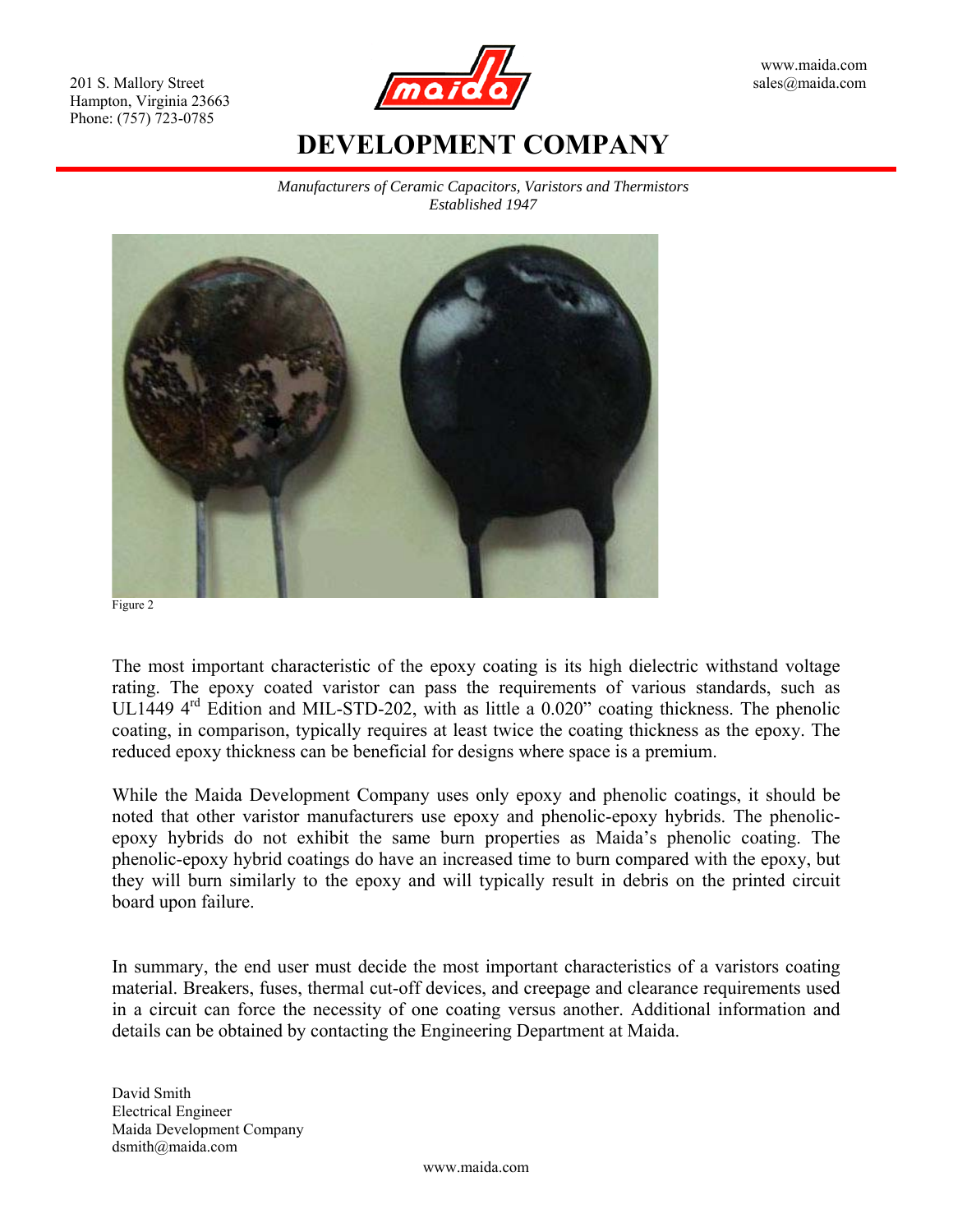201 S. Mallory Street
Hampton, Virginia 23663
Phone: (757) 723-0785

www.maida.com
sales@maida.com

# DEVELOPMENT COMPANY

*Manufacturers of Ceramic Capacitors, Varistors and Thermistors*
*Established 1947*

Figure 2

The most important characteristic of the epoxy coating is its high dielectric withstand voltage rating. The epoxy coated varistor can pass the requirements of various standards, such as UL1449 4th Edition and MIL-STD-202, with as little a 0.020" coating thickness. The phenolic coating, in comparison, typically requires at least twice the coating thickness as the epoxy. The reduced epoxy thickness can be beneficial for designs where space is a premium.

While the Maida Development Company uses only epoxy and phenolic coatings, it should be noted that other varistor manufacturers use epoxy and phenolic-epoxy hybrids. The phenolic-epoxy hybrids do not exhibit the same burn properties as Maida's phenolic coating. The phenolic-epoxy hybrid coatings do have an increased time to burn compared with the epoxy, but they will burn similarly to the epoxy and will typically result in debris on the printed circuit board upon failure.

In summary, the end user must decide the most important characteristics of a varistors coating material. Breakers, fuses, thermal cut-off devices, and creepage and clearance requirements used in a circuit can force the necessity of one coating versus another. Additional information and details can be obtained by contacting the Engineering Department at Maida.

David Smith
Electrical Engineer
Maida Development Company
dsmith@maida.com